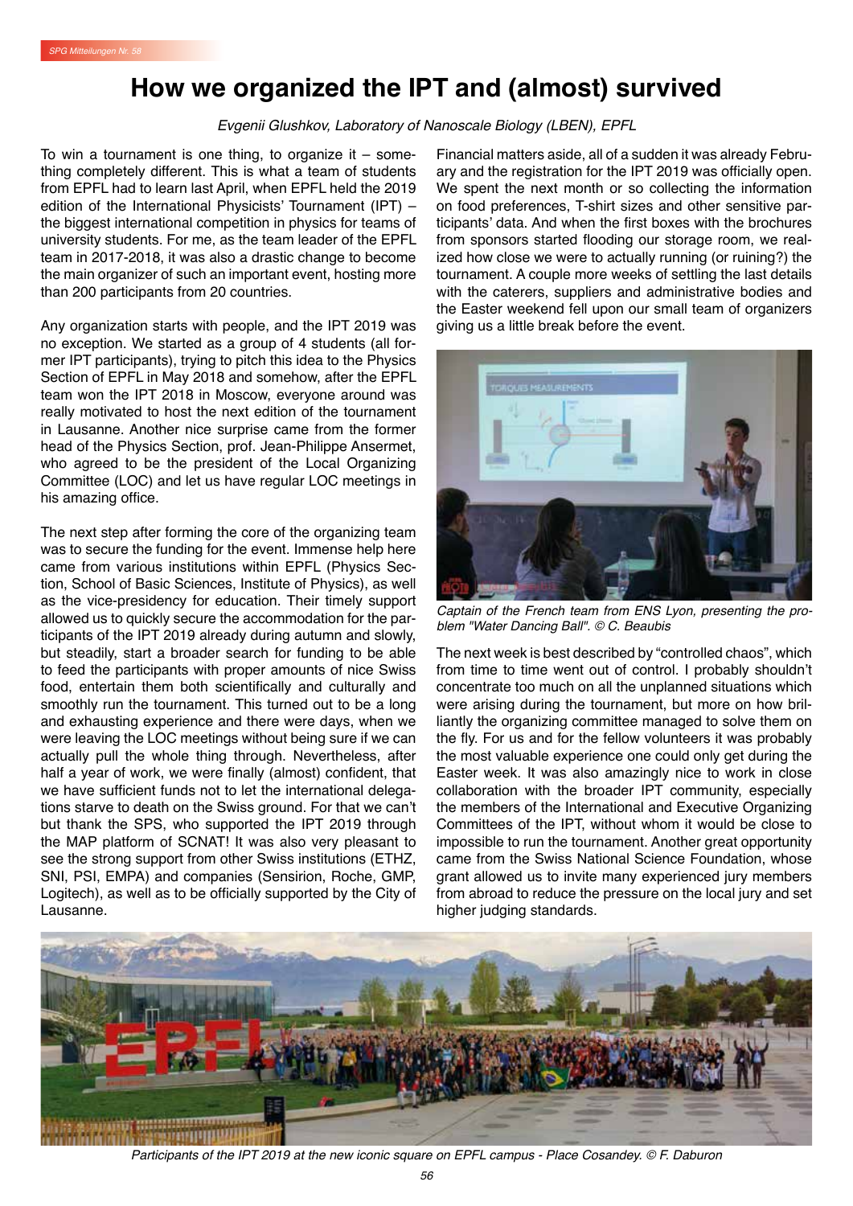# How we organized the IPT and (almost) survived

*Evgenii Glushkov, Laboratory of Nanoscale Biology (LBEN), EPFL*

To win a tournament is one thing, to organize it – something completely different. This is what a team of students from EPFL had to learn last April, when EPFL held the 2019 edition of the International Physicists' Tournament (IPT) – the biggest international competition in physics for teams of university students. For me, as the team leader of the EPFL team in 2017-2018, it was also a drastic change to become the main organizer of such an important event, hosting more than 200 participants from 20 countries.

Any organization starts with people, and the IPT 2019 was no exception. We started as a group of 4 students (all former IPT participants), trying to pitch this idea to the Physics Section of EPFL in May 2018 and somehow, after the EPFL team won the IPT 2018 in Moscow, everyone around was really motivated to host the next edition of the tournament in Lausanne. Another nice surprise came from the former head of the Physics Section, prof. Jean-Philippe Ansermet, who agreed to be the president of the Local Organizing Committee (LOC) and let us have regular LOC meetings in his amazing office.

The next step after forming the core of the organizing team was to secure the funding for the event. Immense help here came from various institutions within EPFL (Physics Section, School of Basic Sciences, Institute of Physics), as well as the vice-presidency for education. Their timely support allowed us to quickly secure the accommodation for the participants of the IPT 2019 already during autumn and slowly, but steadily, start a broader search for funding to be able to feed the participants with proper amounts of nice Swiss food, entertain them both scientifically and culturally and smoothly run the tournament. This turned out to be a long and exhausting experience and there were days, when we were leaving the LOC meetings without being sure if we can actually pull the whole thing through. Nevertheless, after half a year of work, we were finally (almost) confident, that we have sufficient funds not to let the international delegations starve to death on the Swiss ground. For that we can't but thank the SPS, who supported the IPT 2019 through the MAP platform of SCNAT! It was also very pleasant to see the strong support from other Swiss institutions (ETHZ, SNI, PSI, EMPA) and companies (Sensirion, Roche, GMP, Logitech), as well as to be officially supported by the City of Lausanne.

Financial matters aside, all of a sudden it was already February and the registration for the IPT 2019 was officially open. We spent the next month or so collecting the information on food preferences, T-shirt sizes and other sensitive participants' data. And when the first boxes with the brochures from sponsors started flooding our storage room, we realized how close we were to actually running (or ruining?) the tournament. A couple more weeks of settling the last details with the caterers, suppliers and administrative bodies and the Easter weekend fell upon our small team of organizers giving us a little break before the event.

*Captain of the French team from ENS Lyon, presenting the problem "Water Dancing Ball". © C. Beaubis*

The next week is best described by "controlled chaos", which from time to time went out of control. I probably shouldn't concentrate too much on all the unplanned situations which were arising during the tournament, but more on how brilliantly the organizing committee managed to solve them on the fly. For us and for the fellow volunteers it was probably the most valuable experience one could only get during the Easter week. It was also amazingly nice to work in close collaboration with the broader IPT community, especially the members of the International and Executive Organizing Committees of the IPT, without whom it would be close to impossible to run the tournament. Another great opportunity came from the Swiss National Science Foundation, whose grant allowed us to invite many experienced jury members from abroad to reduce the pressure on the local jury and set higher judging standards.

*Participants of the IPT 2019 at the new iconic square on EPFL campus - Place Cosandey. © F. Daburon*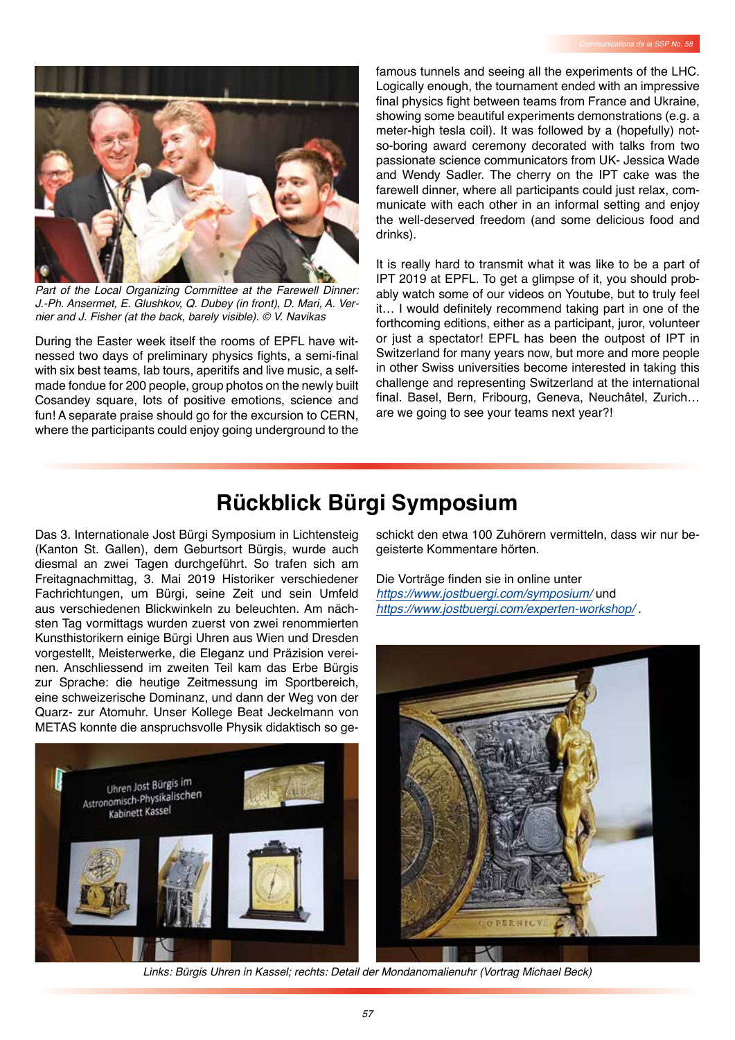Part of the Local Organizing Committee at the Farewell Dinner: J.-Ph. Ansermet, E. Glushkov, Q. Dubey (in front), D. Mari, A. Vernier and J. Fisher (at the back, barely visible). © V. Navikas

During the Easter week itself the rooms of EPFL have witnessed two days of preliminary physics fights, a semi-final with six best teams, lab tours, aperitifs and live music, a self-made fondue for 200 people, group photos on the newly built Cosandey square, lots of positive emotions, science and fun! A separate praise should go for the excursion to CERN, where the participants could enjoy going underground to the famous tunnels and seeing all the experiments of the LHC. Logically enough, the tournament ended with an impressive final physics fight between teams from France and Ukraine, showing some beautiful experiments demonstrations (e.g. a meter-high tesla coil). It was followed by a (hopefully) not-so-boring award ceremony decorated with talks from two passionate science communicators from UK- Jessica Wade and Wendy Sadler. The cherry on the IPT cake was the farewell dinner, where all participants could just relax, communicate with each other in an informal setting and enjoy the well-deserved freedom (and some delicious food and drinks).

It is really hard to transmit what it was like to be a part of IPT 2019 at EPFL. To get a glimpse of it, you should probably watch some of our videos on Youtube, but to truly feel it… I would definitely recommend taking part in one of the forthcoming editions, either as a participant, juror, volunteer or just a spectator! EPFL has been the outpost of IPT in Switzerland for many years now, but more and more people in other Swiss universities become interested in taking this challenge and representing Switzerland at the international final. Basel, Bern, Fribourg, Geneva, Neuchâtel, Zurich… are we going to see your teams next year?!

# Rückblick Bürgi Symposium

Das 3. Internationale Jost Bürgi Symposium in Lichtensteig (Kanton St. Gallen), dem Geburtsort Bürgis, wurde auch diesmal an zwei Tagen durchgeführt. So trafen sich am Freitagnachmittag, 3. Mai 2019 Historiker verschiedener Fachrichtungen, um Bürgi, seine Zeit und sein Umfeld aus verschiedenen Blickwinkeln zu beleuchten. Am nächsten Tag vormittags wurden zuerst von zwei renommierten Kunsthistorikern einige Bürgi Uhren aus Wien und Dresden vorgestellt, Meisterwerke, die Eleganz und Präzision vereinen. Anschliessend im zweiten Teil kam das Erbe Bürgis zur Sprache: die heutige Zeitmessung im Sportbereich, eine schweizerische Dominanz, und dann der Weg von der Quarz- zur Atomuhr. Unser Kollege Beat Jeckelmann von METAS konnte die anspruchsvolle Physik didaktisch so geschickt den etwa 100 Zuhörern vermitteln, dass wir nur begeisterte Kommentare hörten.

Die Vorträge finden sie in online unter
https://www.jostbuergi.com/symposium/ und
https://www.jostbuergi.com/experten-workshop/ .

*Links: Bürgis Uhren in Kassel; rechts: Detail der Mondanomalienuhr (Vortrag Michael Beck)*